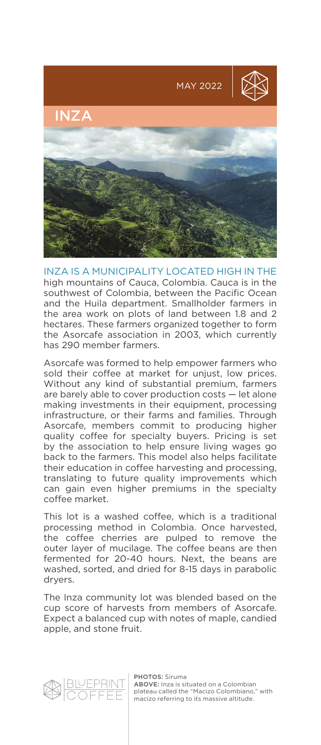MAY 2022

# INZA

INZA IS A MUNICIPALITY LOCATED HIGH IN THE high mountains of Cauca, Colombia. Cauca is in the southwest of Colombia, between the Pacific Ocean and the Huila department. Smallholder farmers in the area work on plots of land between 1.8 and 2 hectares. These farmers organized together to form the Asorcafe association in 2003, which currently has 290 member farmers.

Asorcafe was formed to help empower farmers who sold their coffee at market for unjust, low prices. Without any kind of substantial premium, farmers are barely able to cover production costs — let alone making investments in their equipment, processing infrastructure, or their farms and families. Through Asorcafe, members commit to producing higher quality coffee for specialty buyers. Pricing is set by the association to help ensure living wages go back to the farmers. This model also helps facilitate their education in coffee harvesting and processing, translating to future quality improvements which can gain even higher premiums in the specialty coffee market.

This lot is a washed coffee, which is a traditional processing method in Colombia. Once harvested, the coffee cherries are pulped to remove the outer layer of mucilage. The coffee beans are then fermented for 20-40 hours. Next, the beans are washed, sorted, and dried for 8-15 days in parabolic dryers.

The Inza community lot was blended based on the cup score of harvests from members of Asorcafe. Expect a balanced cup with notes of maple, candied apple, and stone fruit.

BLUEPRINT COFFEE

**PHOTOS:** Siruma

**ABOVE:** Inza is situated on a Colombian plateau called the "Macizo Colombiano," with macizo referring to its massive altitude.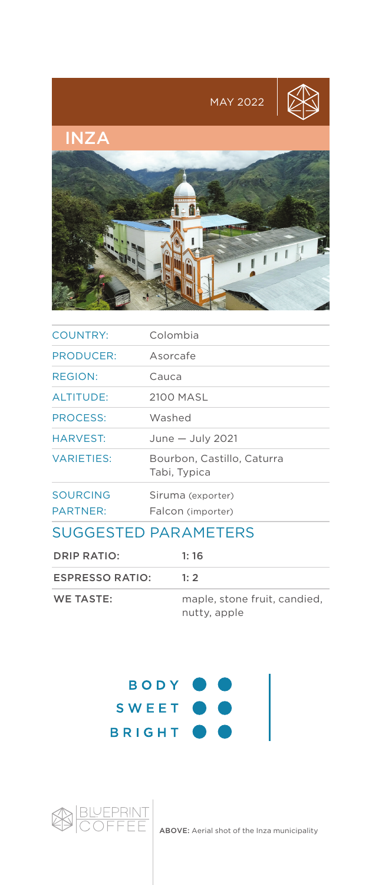MAY 2022

# INZA

| | |
|---|---|
| COUNTRY: | Colombia |
| PRODUCER: | Asorcafe |
| REGION: | Cauca |
| ALTITUDE: | 2100 MASL |
| PROCESS: | Washed |
| HARVEST: | June — July 2021 |
| VARIETIES: | Bourbon, Castillo, Caturra Tabi, Typica |
| SOURCING PARTNER: | Siruma (exporter) Falcon (importer) |

## SUGGESTED PARAMETERS

| | |
|---|---|
| **DRIP RATIO:** | 1: 16 |
| **ESPRESSO RATIO:** | 1: 2 |
| **WE TASTE:** | maple, stone fruit, candied, nutty, apple |

BODY

SWEET

BRIGHT

BLUEPRINT COFFEE

**ABOVE:** Aerial shot of the Inza municipality